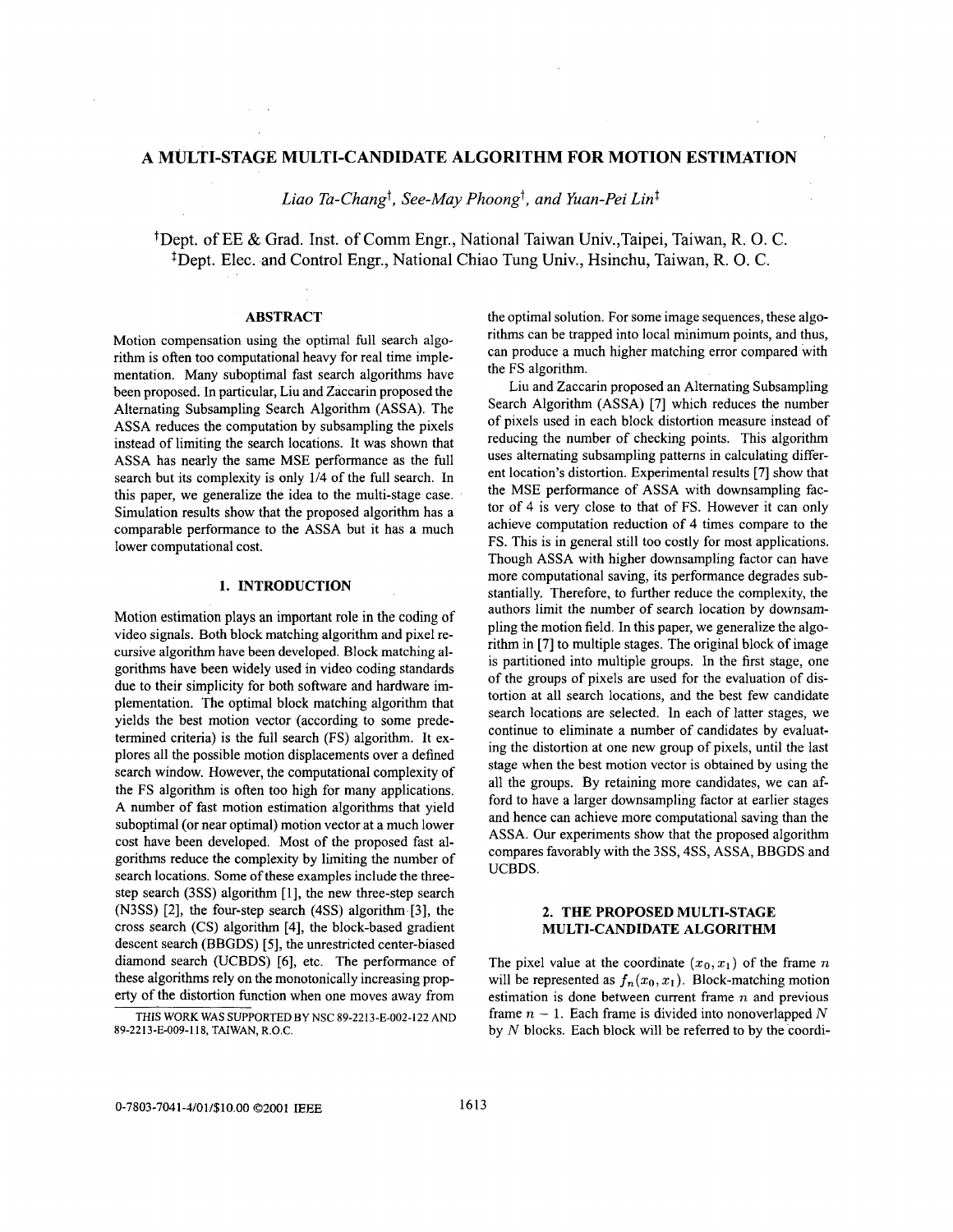# A MULTI-STAGE MULTI-CANDIDATE ALGORITHM FOR MOTION ESTIMATION

*Liao Ta-Chang*[†], *See-May Phoong*[†], *and Yuan-Pei Lin*[‡]

[†]Dept. of EE & Grad. Inst. of Comm Engr., National Taiwan Univ.,Taipei, Taiwan, R. O. C.
[‡]Dept. Elec. and Control Engr., National Chiao Tung Univ., Hsinchu, Taiwan, R. O. C.

## ABSTRACT

Motion compensation using the optimal full search algorithm is often too computational heavy for real time implementation. Many suboptimal fast search algorithms have been proposed. In particular, Liu and Zaccarin proposed the Alternating Subsampling Search Algorithm (ASSA). The ASSA reduces the computation by subsampling the pixels instead of limiting the search locations. It was shown that ASSA has nearly the same MSE performance as the full search but its complexity is only 1/4 of the full search. In this paper, we generalize the idea to the multi-stage case. Simulation results show that the proposed algorithm has a comparable performance to the ASSA but it has a much lower computational cost.

## 1. INTRODUCTION

Motion estimation plays an important role in the coding of video signals. Both block matching algorithm and pixel recursive algorithm have been developed. Block matching algorithms have been widely used in video coding standards due to their simplicity for both software and hardware implementation. The optimal block matching algorithm that yields the best motion vector (according to some predetermined criteria) is the full search (FS) algorithm. It explores all the possible motion displacements over a defined search window. However, the computational complexity of the FS algorithm is often too high for many applications. A number of fast motion estimation algorithms that yield suboptimal (or near optimal) motion vector at a much lower cost have been developed. Most of the proposed fast algorithms reduce the complexity by limiting the number of search locations. Some of these examples include the three-step search (3SS) algorithm [1], the new three-step search (N3SS) [2], the four-step search (4SS) algorithm [3], the cross search (CS) algorithm [4], the block-based gradient descent search (BBGDS) [5], the unrestricted center-biased diamond search (UCBDS) [6], etc. The performance of these algorithms rely on the monotonically increasing property of the distortion function when one moves away from the optimal solution. For some image sequences, these algorithms can be trapped into local minimum points, and thus, can produce a much higher matching error compared with the FS algorithm.

Liu and Zaccarin proposed an Alternating Subsampling Search Algorithm (ASSA) [7] which reduces the number of pixels used in each block distortion measure instead of reducing the number of checking points. This algorithm uses alternating subsampling patterns in calculating different location's distortion. Experimental results [7] show that the MSE performance of ASSA with downsampling factor of 4 is very close to that of FS. However it can only achieve computation reduction of 4 times compare to the FS. This is in general still too costly for most applications. Though ASSA with higher downsampling factor can have more computational saving, its performance degrades substantially. Therefore, to further reduce the complexity, the authors limit the number of search location by downsampling the motion field. In this paper, we generalize the algorithm in [7] to multiple stages. The original block of image is partitioned into multiple groups. In the first stage, one of the groups of pixels are used for the evaluation of distortion at all search locations, and the best few candidate search locations are selected. In each of latter stages, we continue to eliminate a number of candidates by evaluating the distortion at one new group of pixels, until the last stage when the best motion vector is obtained by using the all the groups. By retaining more candidates, we can afford to have a larger downsampling factor at earlier stages and hence can achieve more computational saving than the ASSA. Our experiments show that the proposed algorithm compares favorably with the 3SS, 4SS, ASSA, BBGDS and UCBDS.

## 2. THE PROPOSED MULTI-STAGE MULTI-CANDIDATE ALGORITHM

The pixel value at the coordinate $(x_0, x_1)$ of the frame $n$ will be represented as $f_n(x_0, x_1)$. Block-matching motion estimation is done between current frame $n$ and previous frame $n-1$. Each frame is divided into nonoverlapped $N$ by $N$ blocks. Each block will be referred to by the coordi-

THIS WORK WAS SUPPORTED BY NSC 89-2213-E-002-122 AND 89-2213-E-009-118, TAIWAN, R.O.C.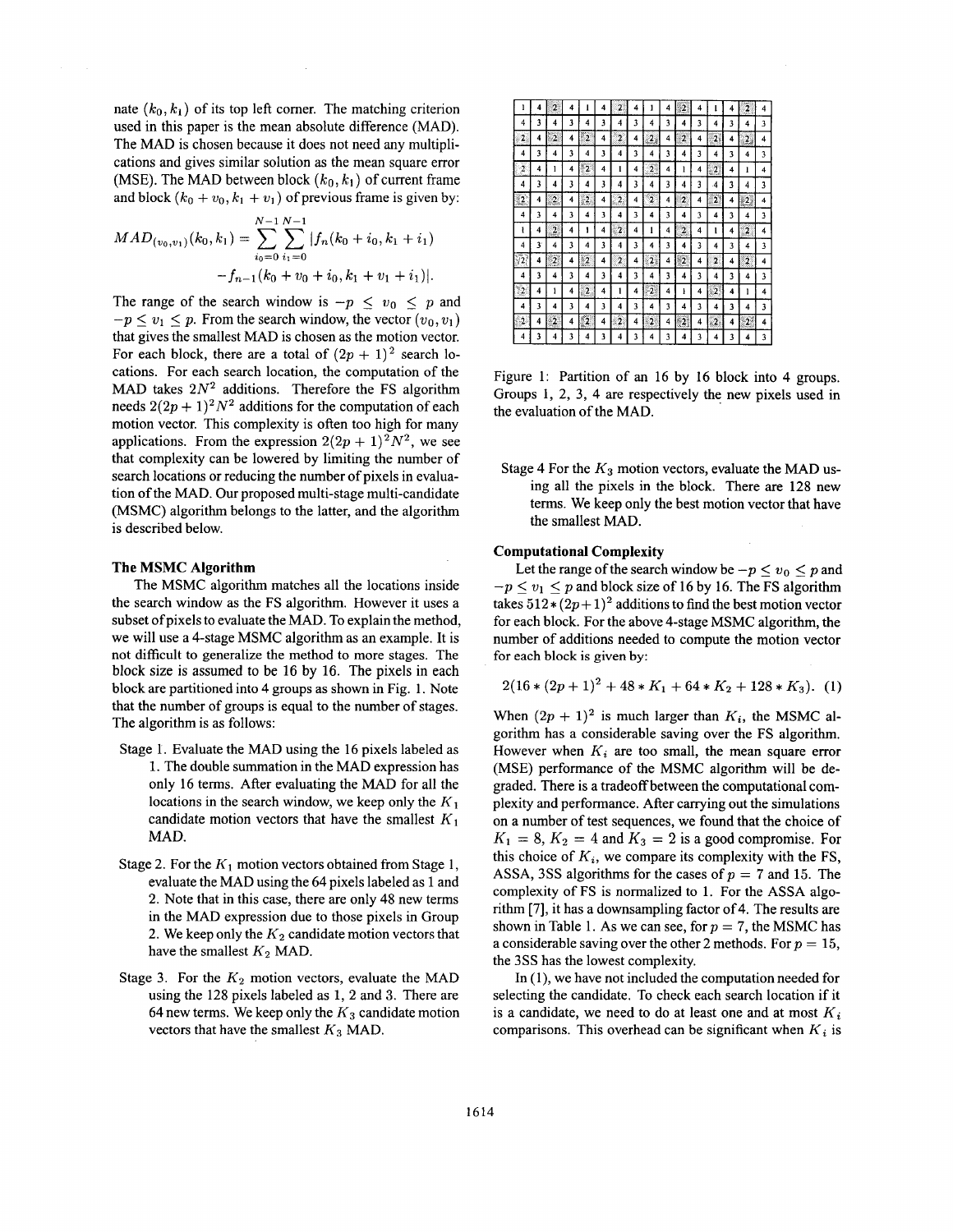nate $(k_0, k_1)$ of its top left corner. The matching criterion used in this paper is the mean absolute difference (MAD). The MAD is chosen because it does not need any multiplications and gives similar solution as the mean square error (MSE). The MAD between block $(k_0, k_1)$ of current frame and block $(k_0 + v_0, k_1 + v_1)$ of previous frame is given by:

$$MAD_{(v_0,v_1)}(k_0, k_1) = \sum_{i_0=0}^{N-1} \sum_{i_1=0}^{N-1} |f_n(k_0 + i_0, k_1 + i_1) - f_{n-1}(k_0 + v_0 + i_0, k_1 + v_1 + i_1)|.$$

The range of the search window is $-p \leq v_0 \leq p$ and $-p \leq v_1 \leq p$. From the search window, the vector $(v_0, v_1)$ that gives the smallest MAD is chosen as the motion vector. For each block, there are a total of $(2p + 1)^2$ search locations. For each search location, the computation of the MAD takes $2N^2$ additions. Therefore the FS algorithm needs $2(2p + 1)^2 N^2$ additions for the computation of each motion vector. This complexity is often too high for many applications. From the expression $2(2p + 1)^2 N^2$, we see that complexity can be lowered by limiting the number of search locations or reducing the number of pixels in evaluation of the MAD. Our proposed multi-stage multi-candidate (MSMC) algorithm belongs to the latter, and the algorithm is described below.

### The MSMC Algorithm

The MSMC algorithm matches all the locations inside the search window as the FS algorithm. However it uses a subset of pixels to evaluate the MAD. To explain the method, we will use a 4-stage MSMC algorithm as an example. It is not difficult to generalize the method to more stages. The block size is assumed to be 16 by 16. The pixels in each block are partitioned into 4 groups as shown in Fig. 1. Note that the number of groups is equal to the number of stages. The algorithm is as follows:

- Stage 1. Evaluate the MAD using the 16 pixels labeled as 1. The double summation in the MAD expression has only 16 terms. After evaluating the MAD for all the locations in the search window, we keep only the $K_1$ candidate motion vectors that have the smallest $K_1$ MAD.
- Stage 2. For the $K_1$ motion vectors obtained from Stage 1, evaluate the MAD using the 64 pixels labeled as 1 and 2. Note that in this case, there are only 48 new terms in the MAD expression due to those pixels in Group 2. We keep only the $K_2$ candidate motion vectors that have the smallest $K_2$ MAD.
- Stage 3. For the $K_2$ motion vectors, evaluate the MAD using the 128 pixels labeled as 1, 2 and 3. There are 64 new terms. We keep only the $K_3$ candidate motion vectors that have the smallest $K_3$ MAD.

| | | | | | | | | | | | | | | | |
|---|---|---|---|---|---|---|---|---|---|---|---|---|---|---|---|
| 1 | 4 | 2 | 4 | 1 | 4 | 2 | 4 | 1 | 4 | 2 | 4 | 1 | 4 | 2 | 4 |
| 4 | 3 | 4 | 3 | 4 | 3 | 4 | 3 | 4 | 3 | 4 | 3 | 4 | 3 | 4 | 3 |
| 2 | 4 | 2 | 4 | 2 | 4 | 2 | 4 | 2 | 4 | 2 | 4 | 2 | 4 | 2 | 4 |
| 4 | 3 | 4 | 3 | 4 | 3 | 4 | 3 | 4 | 3 | 4 | 3 | 4 | 3 | 4 | 3 |
| 2 | 4 | 1 | 4 | 2 | 4 | 1 | 4 | 2 | 4 | 1 | 4 | 2 | 4 | 1 | 4 |
| 4 | 3 | 4 | 3 | 4 | 3 | 4 | 3 | 4 | 3 | 4 | 3 | 4 | 3 | 4 | 3 |
| 2 | 4 | 2 | 4 | 2 | 4 | 2 | 4 | 2 | 4 | 2 | 4 | 2 | 4 | 2 | 4 |
| 4 | 3 | 4 | 3 | 4 | 3 | 4 | 3 | 4 | 3 | 4 | 3 | 4 | 3 | 4 | 3 |
| 1 | 4 | 2 | 4 | 1 | 4 | 2 | 4 | 1 | 4 | 2 | 4 | 1 | 4 | 2 | 4 |
| 4 | 3 | 4 | 3 | 4 | 3 | 4 | 3 | 4 | 3 | 4 | 3 | 4 | 3 | 4 | 3 |
| 2 | 4 | 2 | 4 | 2 | 4 | 2 | 4 | 2 | 4 | 2 | 4 | 2 | 4 | 2 | 4 |
| 4 | 3 | 4 | 3 | 4 | 3 | 4 | 3 | 4 | 3 | 4 | 3 | 4 | 3 | 4 | 3 |
| 2 | 4 | 1 | 4 | 2 | 4 | 1 | 4 | 2 | 4 | 1 | 4 | 2 | 4 | 1 | 4 |
| 4 | 3 | 4 | 3 | 4 | 3 | 4 | 3 | 4 | 3 | 4 | 3 | 4 | 3 | 4 | 3 |
| 2 | 4 | 2 | 4 | 2 | 4 | 2 | 4 | 2 | 4 | 2 | 4 | 2 | 4 | 2 | 4 |
| 4 | 3 | 4 | 3 | 4 | 3 | 4 | 3 | 4 | 3 | 4 | 3 | 4 | 3 | 4 | 3 |

Figure 1: Partition of an 16 by 16 block into 4 groups. Groups 1, 2, 3, 4 are respectively the new pixels used in the evaluation of the MAD.

- Stage 4 For the $K_3$ motion vectors, evaluate the MAD using all the pixels in the block. There are 128 new terms. We keep only the best motion vector that have the smallest MAD.

### Computational Complexity

Let the range of the search window be $-p \leq v_0 \leq p$ and $-p \leq v_1 \leq p$ and block size of 16 by 16. The FS algorithm takes $512 * (2p+1)^2$ additions to find the best motion vector for each block. For the above 4-stage MSMC algorithm, the number of additions needed to compute the motion vector for each block is given by:

$$2(16 * (2p + 1)^2 + 48 * K_1 + 64 * K_2 + 128 * K_3). \quad (1)$$

When $(2p + 1)^2$ is much larger than $K_i$, the MSMC algorithm has a considerable saving over the FS algorithm. However when $K_i$ are too small, the mean square error (MSE) performance of the MSMC algorithm will be degraded. There is a tradeoff between the computational complexity and performance. After carrying out the simulations on a number of test sequences, we found that the choice of $K_1 = 8$, $K_2 = 4$ and $K_3 = 2$ is a good compromise. For this choice of $K_i$, we compare its complexity with the FS, ASSA, 3SS algorithms for the cases of $p = 7$ and 15. The complexity of FS is normalized to 1. For the ASSA algorithm [7], it has a downsampling factor of 4. The results are shown in Table 1. As we can see, for $p = 7$, the MSMC has a considerable saving over the other 2 methods. For $p = 15$, the 3SS has the lowest complexity.

In (1), we have not included the computation needed for selecting the candidate. To check each search location if it is a candidate, we need to do at least one and at most $K_i$ comparisons. This overhead can be significant when $K_i$ is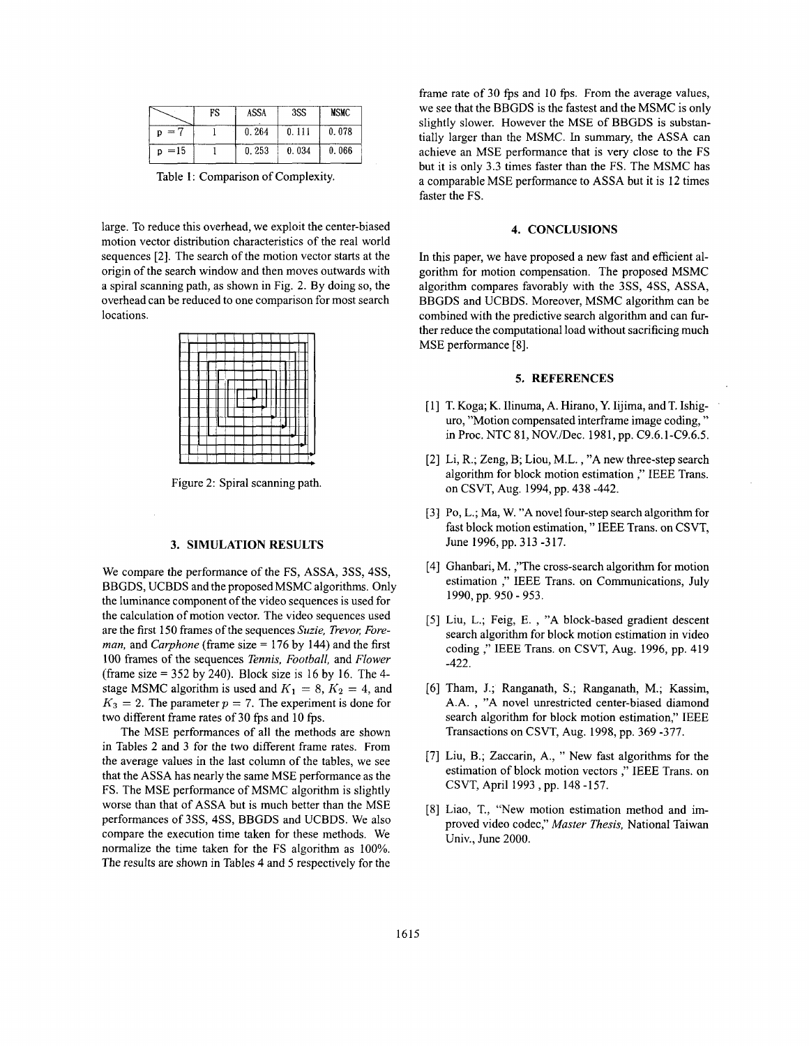|  | FS | ASSA | 3SS | MSMC |
| --- | --- | --- | --- | --- |
| p = 7 | 1 | 0.264 | 0.111 | 0.078 |
| p = 15 | 1 | 0.253 | 0.034 | 0.066 |

Table 1: Comparison of Complexity.

large. To reduce this overhead, we exploit the center-biased motion vector distribution characteristics of the real world sequences [2]. The search of the motion vector starts at the origin of the search window and then moves outwards with a spiral scanning path, as shown in Fig. 2. By doing so, the overhead can be reduced to one comparison for most search locations.

Figure 2: Spiral scanning path.

## 3. SIMULATION RESULTS

We compare the performance of the FS, ASSA, 3SS, 4SS, BBGDS, UCBDS and the proposed MSMC algorithms. Only the luminance component of the video sequences is used for the calculation of motion vector. The video sequences used are the first 150 frames of the sequences *Suzie, Trevor, Foreman,* and *Carphone* (frame size = 176 by 144) and the first 100 frames of the sequences *Tennis, Football,* and *Flower* (frame size = 352 by 240). Block size is 16 by 16. The 4-stage MSMC algorithm is used and $K_1 = 8$, $K_2 = 4$, and $K_3 = 2$. The parameter $p = 7$. The experiment is done for two different frame rates of 30 fps and 10 fps.

The MSE performances of all the methods are shown in Tables 2 and 3 for the two different frame rates. From the average values in the last column of the tables, we see that the ASSA has nearly the same MSE performance as the FS. The MSE performance of MSMC algorithm is slightly worse than that of ASSA but is much better than the MSE performances of 3SS, 4SS, BBGDS and UCBDS. We also compare the execution time taken for these methods. We normalize the time taken for the FS algorithm as 100%. The results are shown in Tables 4 and 5 respectively for the frame rate of 30 fps and 10 fps. From the average values, we see that the BBGDS is the fastest and the MSMC is only slightly slower. However the MSE of BBGDS is substantially larger than the MSMC. In summary, the ASSA can achieve an MSE performance that is very close to the FS but it is only 3.3 times faster than the FS. The MSMC has a comparable MSE performance to ASSA but it is 12 times faster the FS.

## 4. CONCLUSIONS

In this paper, we have proposed a new fast and efficient algorithm for motion compensation. The proposed MSMC algorithm compares favorably with the 3SS, 4SS, ASSA, BBGDS and UCBDS. Moreover, MSMC algorithm can be combined with the predictive search algorithm and can further reduce the computational load without sacrificing much MSE performance [8].

## 5. REFERENCES

[1] T. Koga; K. Iinuma, A. Hirano, Y. Iijima, and T. Ishiguro, "Motion compensated interframe image coding," in Proc. NTC 81, NOV./Dec. 1981, pp. C9.6.1-C9.6.5.

[2] Li, R.; Zeng, B; Liou, M.L. , "A new three-step search algorithm for block motion estimation ," IEEE Trans. on CSVT, Aug. 1994, pp. 438 -442.

[3] Po, L.; Ma, W. "A novel four-step search algorithm for fast block motion estimation, " IEEE Trans. on CSVT, June 1996, pp. 313 -317.

[4] Ghanbari, M. ,"The cross-search algorithm for motion estimation ," IEEE Trans. on Communications, July 1990, pp. 950 - 953.

[5] Liu, L.; Feig, E. , "A block-based gradient descent search algorithm for block motion estimation in video coding ," IEEE Trans. on CSVT, Aug. 1996, pp. 419 -422.

[6] Tham, J.; Ranganath, S.; Ranganath, M.; Kassim, A.A. , "A novel unrestricted center-biased diamond search algorithm for block motion estimation," IEEE Transactions on CSVT, Aug. 1998, pp. 369 -377.

[7] Liu, B.; Zaccarin, A., " New fast algorithms for the estimation of block motion vectors ," IEEE Trans. on CSVT, April 1993 , pp. 148 -157.

[8] Liao, T., "New motion estimation method and improved video codec," *Master Thesis,* National Taiwan Univ., June 2000.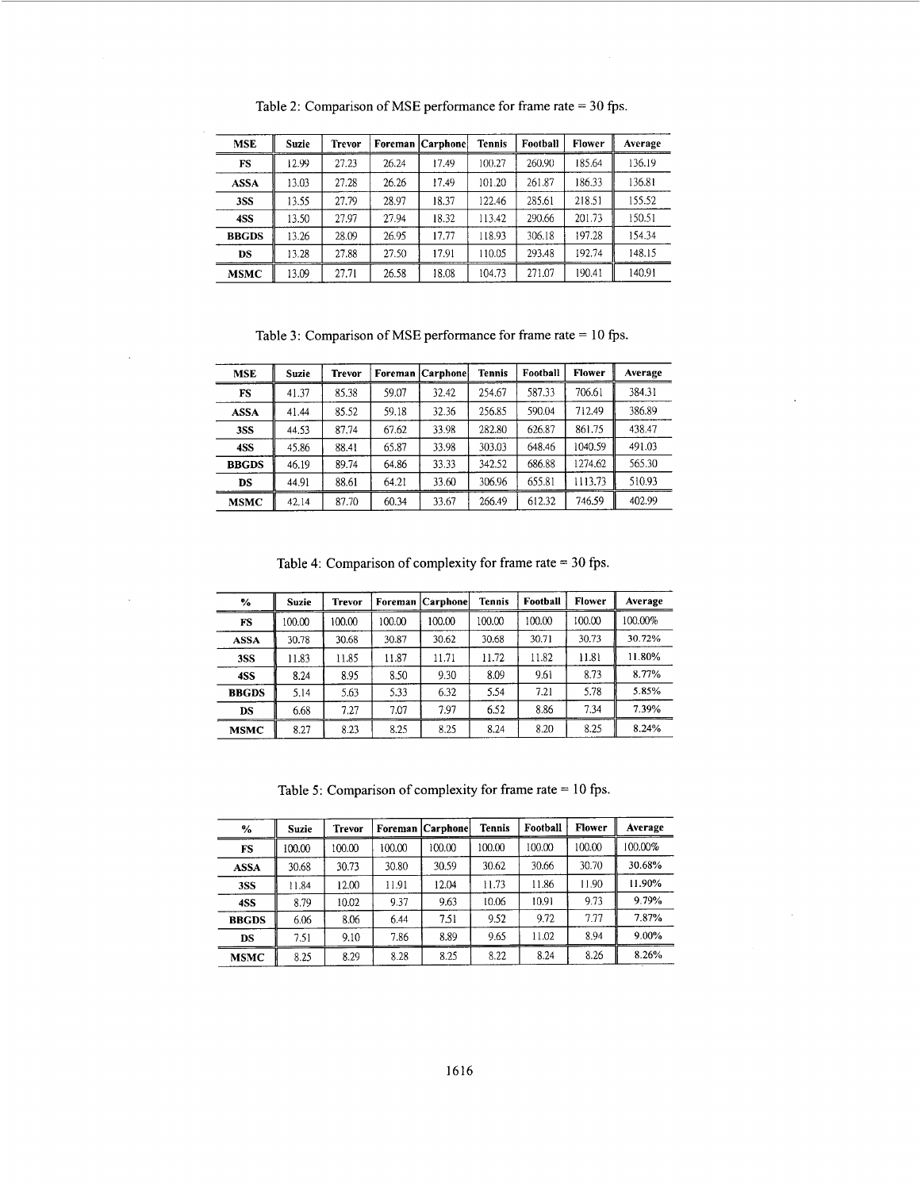Table 2: Comparison of MSE performance for frame rate = 30 fps.

| MSE | Suzie | Trevor | Foreman | Carphone | Tennis | Football | Flower | Average |
|---|---|---|---|---|---|---|---|---|
| FS | 12.99 | 27.23 | 26.24 | 17.49 | 100.27 | 260.90 | 185.64 | 136.19 |
| ASSA | 13.03 | 27.28 | 26.26 | 17.49 | 101.20 | 261.87 | 186.33 | 136.81 |
| 3SS | 13.55 | 27.79 | 28.97 | 18.37 | 122.46 | 285.61 | 218.51 | 155.52 |
| 4SS | 13.50 | 27.97 | 27.94 | 18.32 | 113.42 | 290.66 | 201.73 | 150.51 |
| BBGDS | 13.26 | 28.09 | 26.95 | 17.77 | 118.93 | 306.18 | 197.28 | 154.34 |
| DS | 13.28 | 27.88 | 27.50 | 17.91 | 110.05 | 293.48 | 192.74 | 148.15 |
| MSMC | 13.09 | 27.71 | 26.58 | 18.08 | 104.73 | 271.07 | 190.41 | 140.91 |

Table 3: Comparison of MSE performance for frame rate = 10 fps.

| MSE | Suzie | Trevor | Foreman | Carphone | Tennis | Football | Flower | Average |
|---|---|---|---|---|---|---|---|---|
| FS | 41.37 | 85.38 | 59.07 | 32.42 | 254.67 | 587.33 | 706.61 | 384.31 |
| ASSA | 41.44 | 85.52 | 59.18 | 32.36 | 256.85 | 590.04 | 712.49 | 386.89 |
| 3SS | 44.53 | 87.74 | 67.62 | 33.98 | 282.80 | 626.87 | 861.75 | 438.47 |
| 4SS | 45.86 | 88.41 | 65.87 | 33.98 | 303.03 | 648.46 | 1040.59 | 491.03 |
| BBGDS | 46.19 | 89.74 | 64.86 | 33.33 | 342.52 | 686.88 | 1274.62 | 565.30 |
| DS | 44.91 | 88.61 | 64.21 | 33.60 | 306.96 | 655.81 | 1113.73 | 510.93 |
| MSMC | 42.14 | 87.70 | 60.34 | 33.67 | 266.49 | 612.32 | 746.59 | 402.99 |

Table 4: Comparison of complexity for frame rate = 30 fps.

| % | Suzie | Trevor | Foreman | Carphone | Tennis | Football | Flower | Average |
|---|---|---|---|---|---|---|---|---|
| FS | 100.00 | 100.00 | 100.00 | 100.00 | 100.00 | 100.00 | 100.00 | 100.00% |
| ASSA | 30.78 | 30.68 | 30.87 | 30.62 | 30.68 | 30.71 | 30.73 | 30.72% |
| 3SS | 11.83 | 11.85 | 11.87 | 11.71 | 11.72 | 11.82 | 11.81 | 11.80% |
| 4SS | 8.24 | 8.95 | 8.50 | 9.30 | 8.09 | 9.61 | 8.73 | 8.77% |
| BBGDS | 5.14 | 5.63 | 5.33 | 6.32 | 5.54 | 7.21 | 5.78 | 5.85% |
| DS | 6.68 | 7.27 | 7.07 | 7.97 | 6.52 | 8.86 | 7.34 | 7.39% |
| MSMC | 8.27 | 8.23 | 8.25 | 8.25 | 8.24 | 8.20 | 8.25 | 8.24% |

Table 5: Comparison of complexity for frame rate = 10 fps.

| % | Suzie | Trevor | Foreman | Carphone | Tennis | Football | Flower | Average |
|---|---|---|---|---|---|---|---|---|
| FS | 100.00 | 100.00 | 100.00 | 100.00 | 100.00 | 100.00 | 100.00 | 100.00% |
| ASSA | 30.68 | 30.73 | 30.80 | 30.59 | 30.62 | 30.66 | 30.70 | 30.68% |
| 3SS | 11.84 | 12.00 | 11.91 | 12.04 | 11.73 | 11.86 | 11.90 | 11.90% |
| 4SS | 8.79 | 10.02 | 9.37 | 9.63 | 10.06 | 10.91 | 9.73 | 9.79% |
| BBGDS | 6.06 | 8.06 | 6.44 | 7.51 | 9.52 | 9.72 | 7.77 | 7.87% |
| DS | 7.51 | 9.10 | 7.86 | 8.89 | 9.65 | 11.02 | 8.94 | 9.00% |
| MSMC | 8.25 | 8.29 | 8.28 | 8.25 | 8.22 | 8.24 | 8.26 | 8.26% |